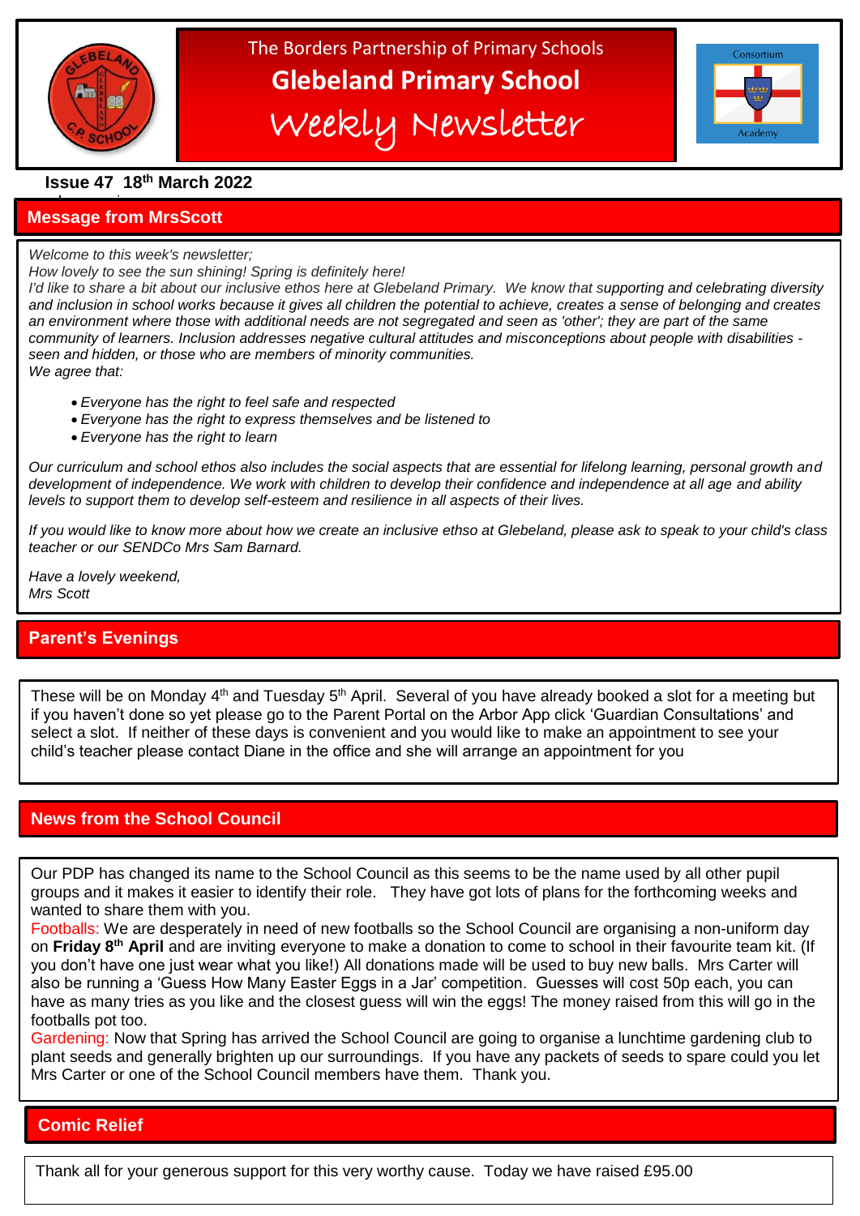The Borders Partnership of Primary Schools

# Glebeland Primary School

## Weekly Newsletter

Consortium Academy

**Issue 47 18th March 2022**

## Message from MrsScott

*Welcome to this week's newsletter;*

*How lovely to see the sun shining! Spring is definitely here!*

*I'd like to share a bit about our inclusive ethos here at Glebeland Primary. We know that supporting and celebrating diversity and inclusion in school works because it gives all children the potential to achieve, creates a sense of belonging and creates an environment where those with additional needs are not segregated and seen as 'other'; they are part of the same community of learners. Inclusion addresses negative cultural attitudes and misconceptions about people with disabilities - seen and hidden, or those who are members of minority communities.*

*We agree that:*

- *Everyone has the right to feel safe and respected*
- *Everyone has the right to express themselves and be listened to*
- *Everyone has the right to learn*

*Our curriculum and school ethos also includes the social aspects that are essential for lifelong learning, personal growth and development of independence. We work with children to develop their confidence and independence at all age and ability levels to support them to develop self-esteem and resilience in all aspects of their lives.*

*If you would like to know more about how we create an inclusive ethso at Glebeland, please ask to speak to your child's class teacher or our SENDCo Mrs Sam Barnard.*

*Have a lovely weekend,*
*Mrs Scott*

## Parent's Evenings

These will be on Monday 4th and Tuesday 5th April. Several of you have already booked a slot for a meeting but if you haven't done so yet please go to the Parent Portal on the Arbor App click 'Guardian Consultations' and select a slot. If neither of these days is convenient and you would like to make an appointment to see your child's teacher please contact Diane in the office and she will arrange an appointment for you

## News from the School Council

Our PDP has changed its name to the School Council as this seems to be the name used by all other pupil groups and it makes it easier to identify their role. They have got lots of plans for the forthcoming weeks and wanted to share them with you.

Footballs: We are desperately in need of new footballs so the School Council are organising a non-uniform day on **Friday 8th April** and are inviting everyone to make a donation to come to school in their favourite team kit. (If you don't have one just wear what you like!) All donations made will be used to buy new balls. Mrs Carter will also be running a 'Guess How Many Easter Eggs in a Jar' competition. Guesses will cost 50p each, you can have as many tries as you like and the closest guess will win the eggs! The money raised from this will go in the footballs pot too.

Gardening: Now that Spring has arrived the School Council are going to organise a lunchtime gardening club to plant seeds and generally brighten up our surroundings. If you have any packets of seeds to spare could you let Mrs Carter or one of the School Council members have them. Thank you.

## Comic Relief

Thank all for your generous support for this very worthy cause. Today we have raised £95.00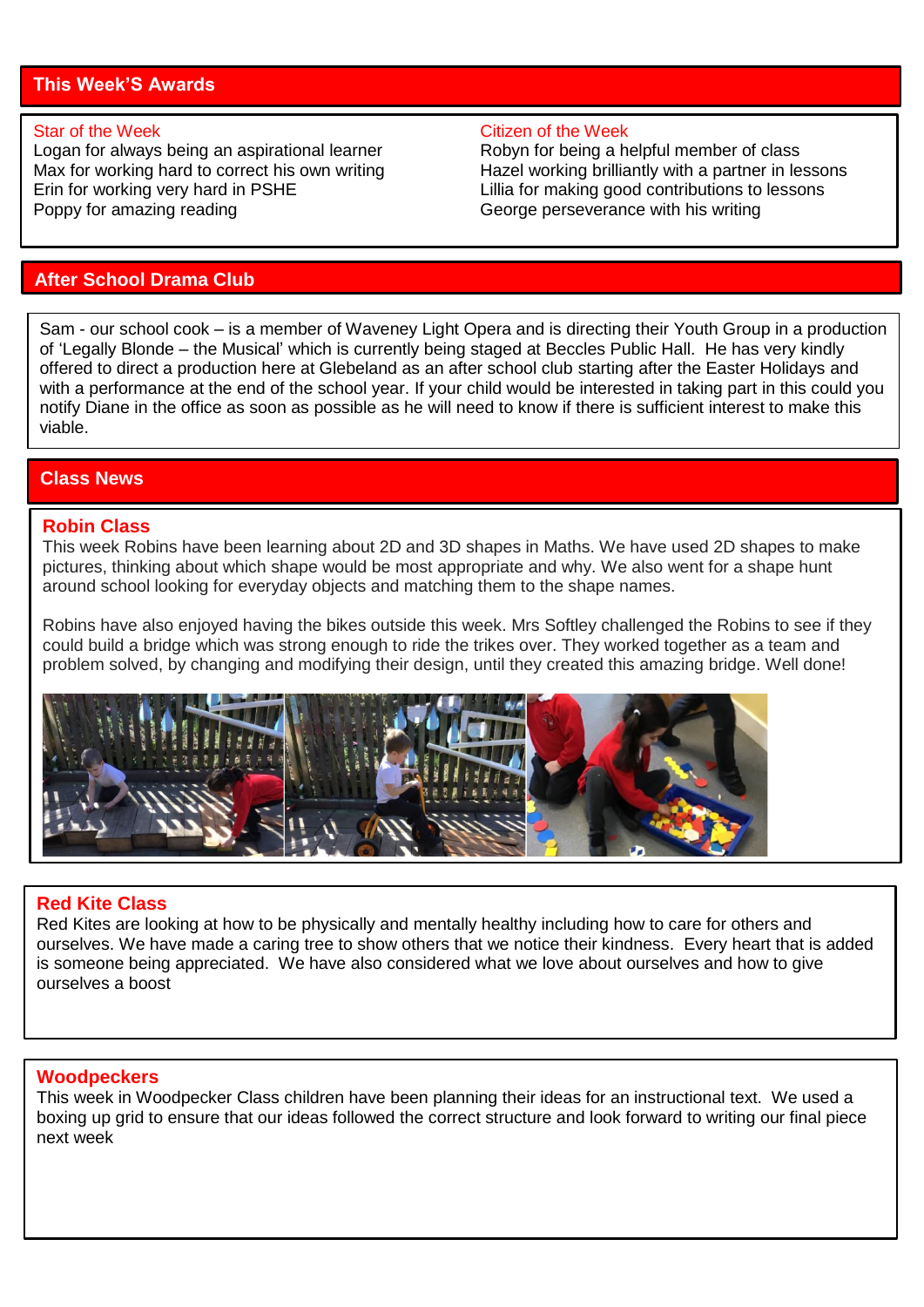## This Week'S Awards

**Star of the Week**

Logan for always being an aspirational learner
Max for working hard to correct his own writing
Erin for working very hard in PSHE
Poppy for amazing reading

**Citizen of the Week**

Robyn for being a helpful member of class
Hazel working brilliantly with a partner in lessons
Lillia for making good contributions to lessons
George perseverance with his writing

## After School Drama Club

Sam - our school cook – is a member of Waveney Light Opera and is directing their Youth Group in a production of 'Legally Blonde – the Musical' which is currently being staged at Beccles Public Hall. He has very kindly offered to direct a production here at Glebeland as an after school club starting after the Easter Holidays and with a performance at the end of the school year. If your child would be interested in taking part in this could you notify Diane in the office as soon as possible as he will need to know if there is sufficient interest to make this viable.

## Class News

### Robin Class

This week Robins have been learning about 2D and 3D shapes in Maths. We have used 2D shapes to make pictures, thinking about which shape would be most appropriate and why. We also went for a shape hunt around school looking for everyday objects and matching them to the shape names.

Robins have also enjoyed having the bikes outside this week. Mrs Softley challenged the Robins to see if they could build a bridge which was strong enough to ride the trikes over. They worked together as a team and problem solved, by changing and modifying their design, until they created this amazing bridge. Well done!

### Red Kite Class

Red Kites are looking at how to be physically and mentally healthy including how to care for others and ourselves. We have made a caring tree to show others that we notice their kindness. Every heart that is added is someone being appreciated. We have also considered what we love about ourselves and how to give ourselves a boost

### Woodpeckers

This week in Woodpecker Class children have been planning their ideas for an instructional text. We used a boxing up grid to ensure that our ideas followed the correct structure and look forward to writing our final piece next week